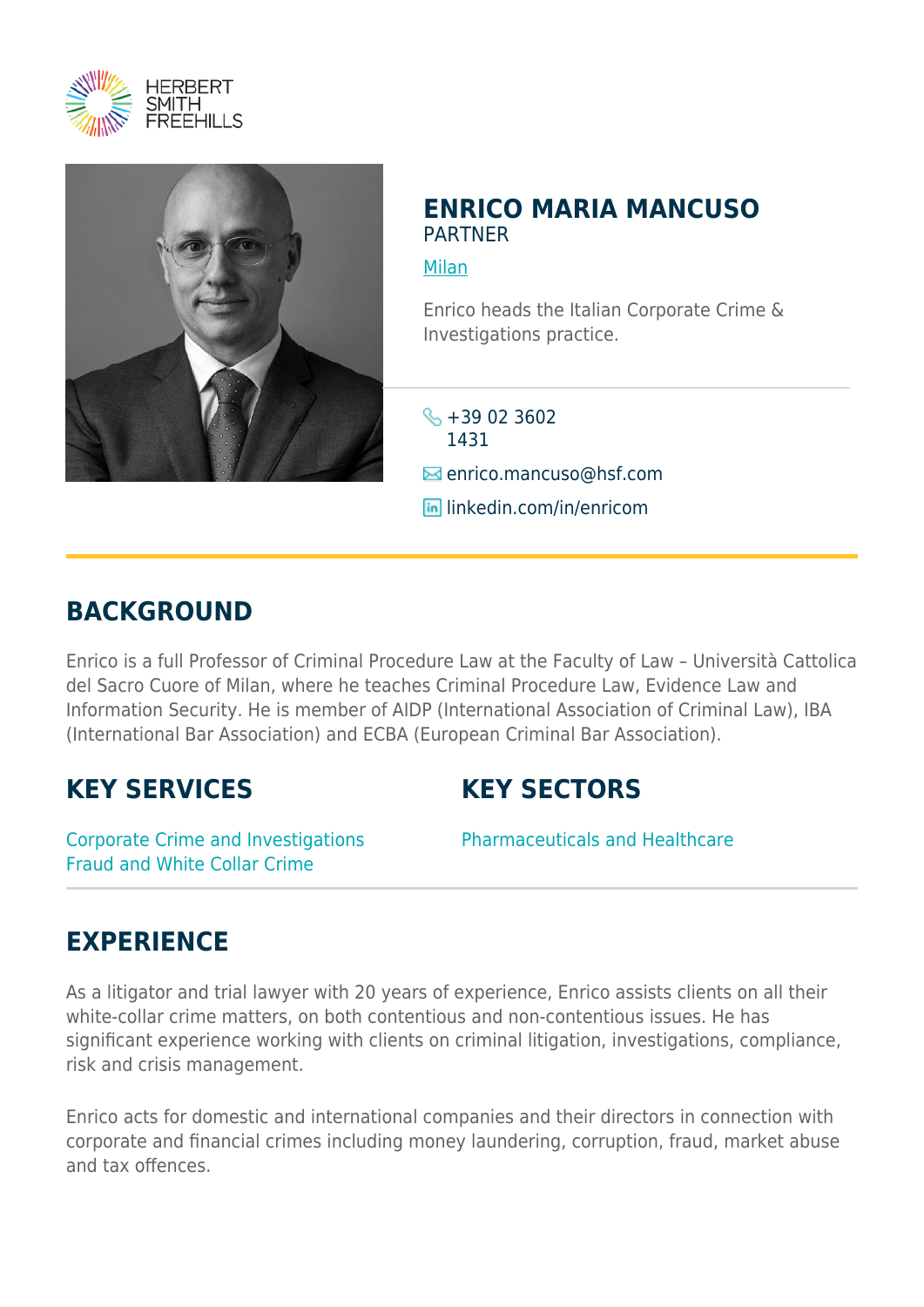HERBERT SMITH FREEHILLS

# ENRICO MARIA MANCUSO

PARTNER

Milan

Enrico heads the Italian Corporate Crime & Investigations practice.

+39 02 3602 1431

enrico.mancuso@hsf.com

linkedin.com/in/enricom

## BACKGROUND

Enrico is a full Professor of Criminal Procedure Law at the Faculty of Law – Università Cattolica del Sacro Cuore of Milan, where he teaches Criminal Procedure Law, Evidence Law and Information Security. He is member of AIDP (International Association of Criminal Law), IBA (International Bar Association) and ECBA (European Criminal Bar Association).

## KEY SERVICES

Corporate Crime and Investigations
Fraud and White Collar Crime

## KEY SECTORS

Pharmaceuticals and Healthcare

## EXPERIENCE

As a litigator and trial lawyer with 20 years of experience, Enrico assists clients on all their white-collar crime matters, on both contentious and non-contentious issues. He has significant experience working with clients on criminal litigation, investigations, compliance, risk and crisis management.

Enrico acts for domestic and international companies and their directors in connection with corporate and financial crimes including money laundering, corruption, fraud, market abuse and tax offences.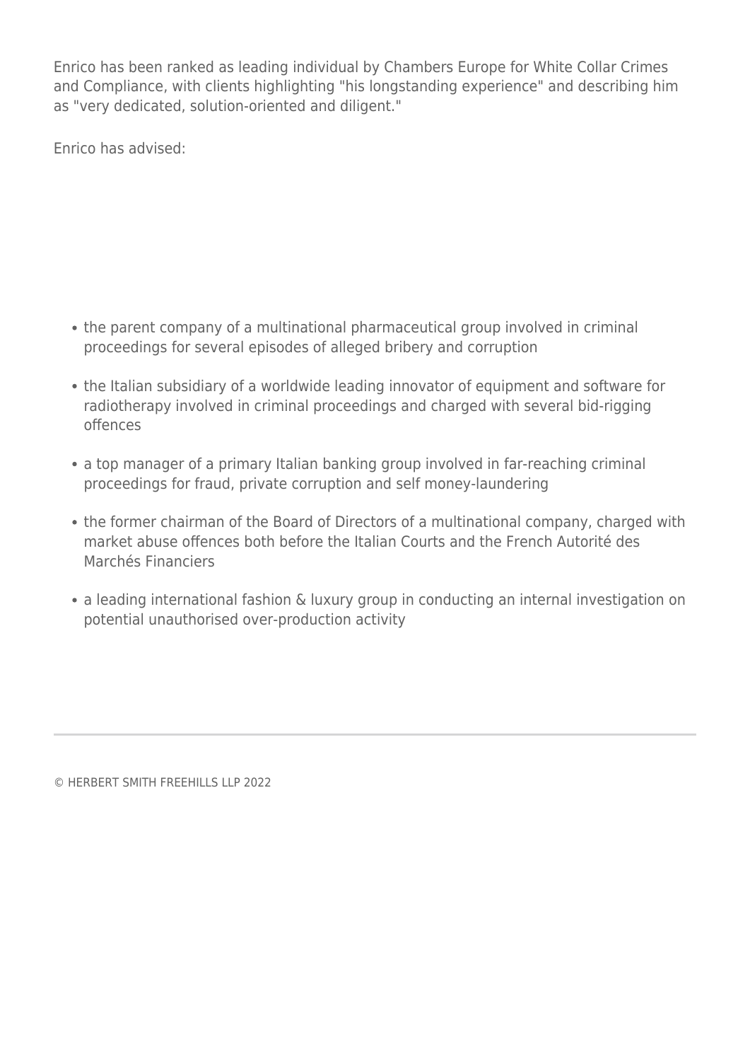Enrico has been ranked as leading individual by Chambers Europe for White Collar Crimes and Compliance, with clients highlighting "his longstanding experience" and describing him as "very dedicated, solution-oriented and diligent."

Enrico has advised:

- the parent company of a multinational pharmaceutical group involved in criminal proceedings for several episodes of alleged bribery and corruption
- the Italian subsidiary of a worldwide leading innovator of equipment and software for radiotherapy involved in criminal proceedings and charged with several bid-rigging offences
- a top manager of a primary Italian banking group involved in far-reaching criminal proceedings for fraud, private corruption and self money-laundering
- the former chairman of the Board of Directors of a multinational company, charged with market abuse offences both before the Italian Courts and the French Autorité des Marchés Financiers
- a leading international fashion & luxury group in conducting an internal investigation on potential unauthorised over-production activity

© HERBERT SMITH FREEHILLS LLP 2022